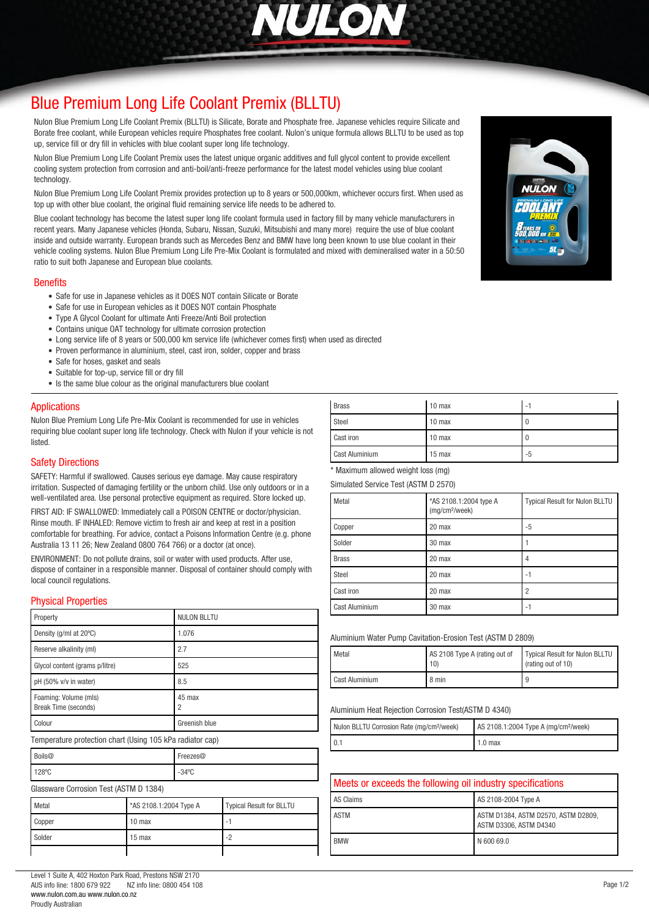# Blue Premium Long Life Coolant Premix (BLLTU)

Nulon Blue Premium Long Life Coolant Premix (BLLTU) is Silicate, Borate and Phosphate free. Japanese vehicles require Silicate and Borate free coolant, while European vehicles require Phosphates free coolant. Nulon's unique formula allows BLLTU to be used as top up, service fill or dry fill in vehicles with blue coolant super long life technology.

Nulon Blue Premium Long Life Coolant Premix uses the latest unique organic additives and full glycol content to provide excellent cooling system protection from corrosion and anti-boil/anti-freeze performance for the latest model vehicles using blue coolant technology.

Nulon Blue Premium Long Life Coolant Premix provides protection up to 8 years or 500,000km, whichever occurs first. When used as top up with other blue coolant, the original fluid remaining service life needs to be adhered to.

Blue coolant technology has become the latest super long life coolant formula used in factory fill by many vehicle manufacturers in recent years. Many Japanese vehicles (Honda, Subaru, Nissan, Suzuki, Mitsubishi and many more) require the use of blue coolant inside and outside warranty. European brands such as Mercedes Benz and BMW have long been known to use blue coolant in their vehicle cooling systems. Nulon Blue Premium Long Life Pre-Mix Coolant is formulated and mixed with demineralised water in a 50:50 ratio to suit both Japanese and European blue coolants.

## Benefits

- Safe for use in Japanese vehicles as it DOES NOT contain Silicate or Borate
- Safe for use in European vehicles as it DOES NOT contain Phosphate
- Type A Glycol Coolant for ultimate Anti Freeze/Anti Boil protection
- Contains unique OAT technology for ultimate corrosion protection
- Long service life of 8 years or 500,000 km service life (whichever comes first) when used as directed
- Proven performance in aluminium, steel, cast iron, solder, copper and brass
- Safe for hoses, gasket and seals
- Suitable for top-up, service fill or dry fill
- Is the same blue colour as the original manufacturers blue coolant

## Applications

Nulon Blue Premium Long Life Pre-Mix Coolant is recommended for use in vehicles requiring blue coolant super long life technology. Check with Nulon if your vehicle is not listed.

## Safety Directions

SAFETY: Harmful if swallowed. Causes serious eye damage. May cause respiratory irritation. Suspected of damaging fertility or the unborn child. Use only outdoors or in a well-ventilated area. Use personal protective equipment as required. Store locked up.

FIRST AID: IF SWALLOWED: Immediately call a POISON CENTRE or doctor/physician. Rinse mouth. IF INHALED: Remove victim to fresh air and keep at rest in a position comfortable for breathing. For advice, contact a Poisons Information Centre (e.g. phone Australia 13 11 26; New Zealand 0800 764 766) or a doctor (at once).

ENVIRONMENT: Do not pollute drains, soil or water with used products. After use, dispose of container in a responsible manner. Disposal of container should comply with local council regulations.

## Physical Properties

| Property | NULON BLLTU |
|---|---|
| Density (g/ml at 20ºC) | 1.076 |
| Reserve alkalinity (ml) | 2.7 |
| Glycol content (grams p/litre) | 525 |
| pH (50% v/v in water) | 8.5 |
| Foaming: Volume (mls)<br>Break Time (seconds) | 45 max<br>2 |
| Colour | Greenish blue |

Temperature protection chart (Using 105 kPa radiator cap)

| Boils@ | Freezes@ |
|---|---|
| 128ºC | -34ºC |

Glassware Corrosion Test (ASTM D 1384)

| Metal | *AS 2108.1:2004 Type A | Typical Result for BLLTU |
|---|---|---|
| Copper | 10 max | -1 |
| Solder | 15 max | -2 |
| Brass | 10 max | -1 |
| Steel | 10 max | 0 |
| Cast iron | 10 max | 0 |
| Cast Aluminium | 15 max | -5 |

\* Maximum allowed weight loss (mg)

Simulated Service Test (ASTM D 2570)

| Metal | *AS 2108.1:2004 type A (mg/cm²/week) | Typical Result for Nulon BLLTU |
|---|---|---|
| Copper | 20 max | -5 |
| Solder | 30 max | 1 |
| Brass | 20 max | 4 |
| Steel | 20 max | -1 |
| Cast iron | 20 max | 2 |
| Cast Aluminium | 30 max | -1 |

Aluminium Water Pump Cavitation-Erosion Test (ASTM D 2809)

| Metal | AS 2108 Type A (rating out of 10) | Typical Result for Nulon BLLTU (rating out of 10) |
|---|---|---|
| Cast Aluminium | 8 min | 9 |

Aluminium Heat Rejection Corrosion Test(ASTM D 4340)

| Nulon BLLTU Corrosion Rate (mg/cm²/week) | AS 2108.1:2004 Type A (mg/cm²/week) |
|---|---|
| 0.1 | 1.0 max |

## Meets or exceeds the following oil industry specifications

| AS Claims | AS 2108-2004 Type A |
|---|---|
| ASTM | ASTM D1384, ASTM D2570, ASTM D2809, ASTM D3306, ASTM D4340 |
| BMW | N 600 69.0 |

Level 1 Suite A, 402 Hoxton Park Road, Prestons NSW 2170
AUS info line: 1800 679 922 NZ info line: 0800 454 108
www.nulon.com.au www.nulon.co.nz
Proudly Australian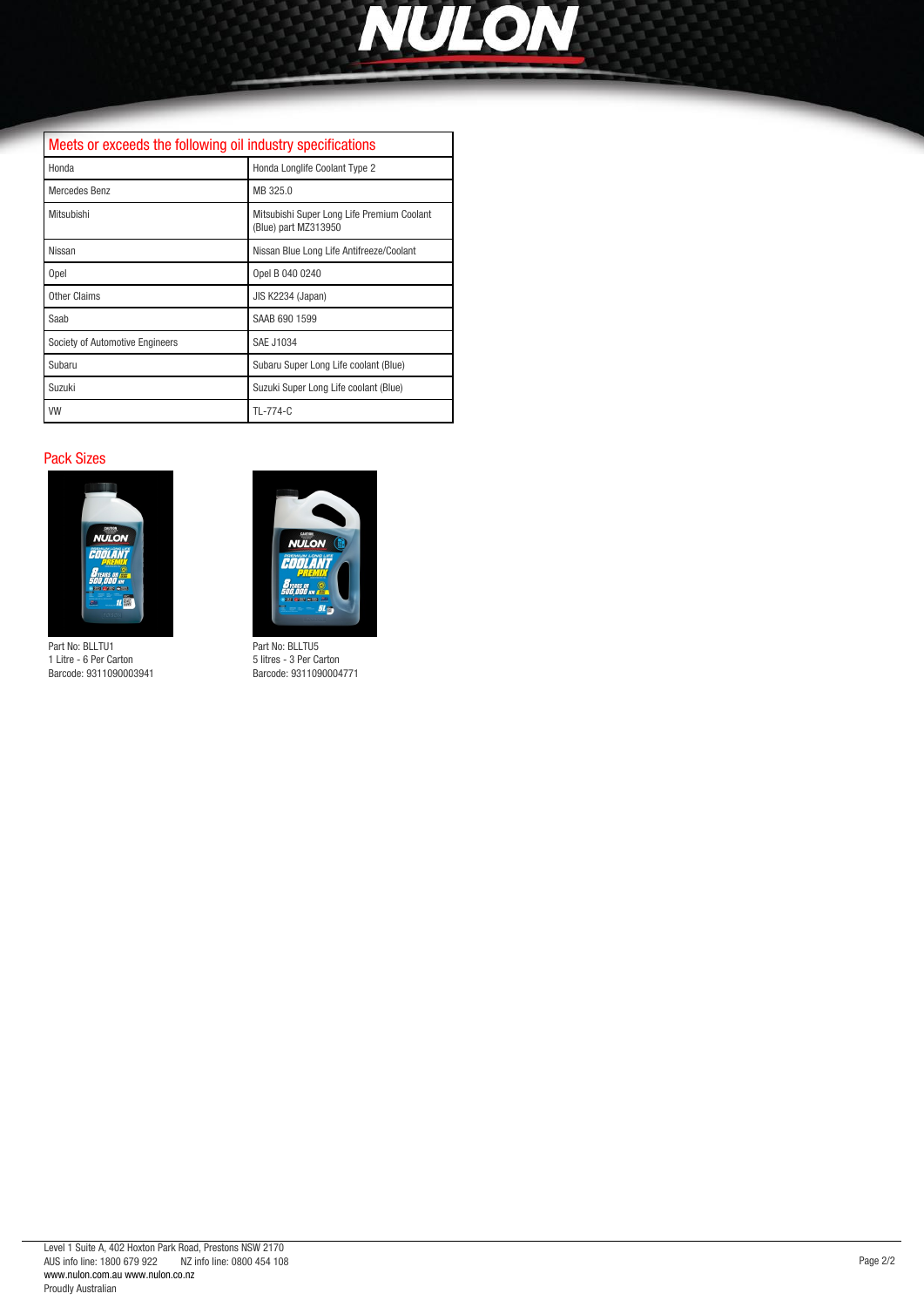| Meets or exceeds the following oil industry specifications | |
|---|---|
| Honda | Honda Longlife Coolant Type 2 |
| Mercedes Benz | MB 325.0 |
| Mitsubishi | Mitsubishi Super Long Life Premium Coolant (Blue) part MZ313950 |
| Nissan | Nissan Blue Long Life Antifreeze/Coolant |
| Opel | Opel B 040 0240 |
| Other Claims | JIS K2234 (Japan) |
| Saab | SAAB 690 1599 |
| Society of Automotive Engineers | SAE J1034 |
| Subaru | Subaru Super Long Life coolant (Blue) |
| Suzuki | Suzuki Super Long Life coolant (Blue) |
| VW | TL-774-C |

## Pack Sizes

Part No: BLLTU1
1 Litre - 6 Per Carton
Barcode: 9311090003941

Part No: BLLTU5
5 litres - 3 Per Carton
Barcode: 9311090004771

Level 1 Suite A, 402 Hoxton Park Road, Prestons NSW 2170
AUS info line: 1800 679 922 NZ info line: 0800 454 108
www.nulon.com.au www.nulon.co.nz
Proudly Australian